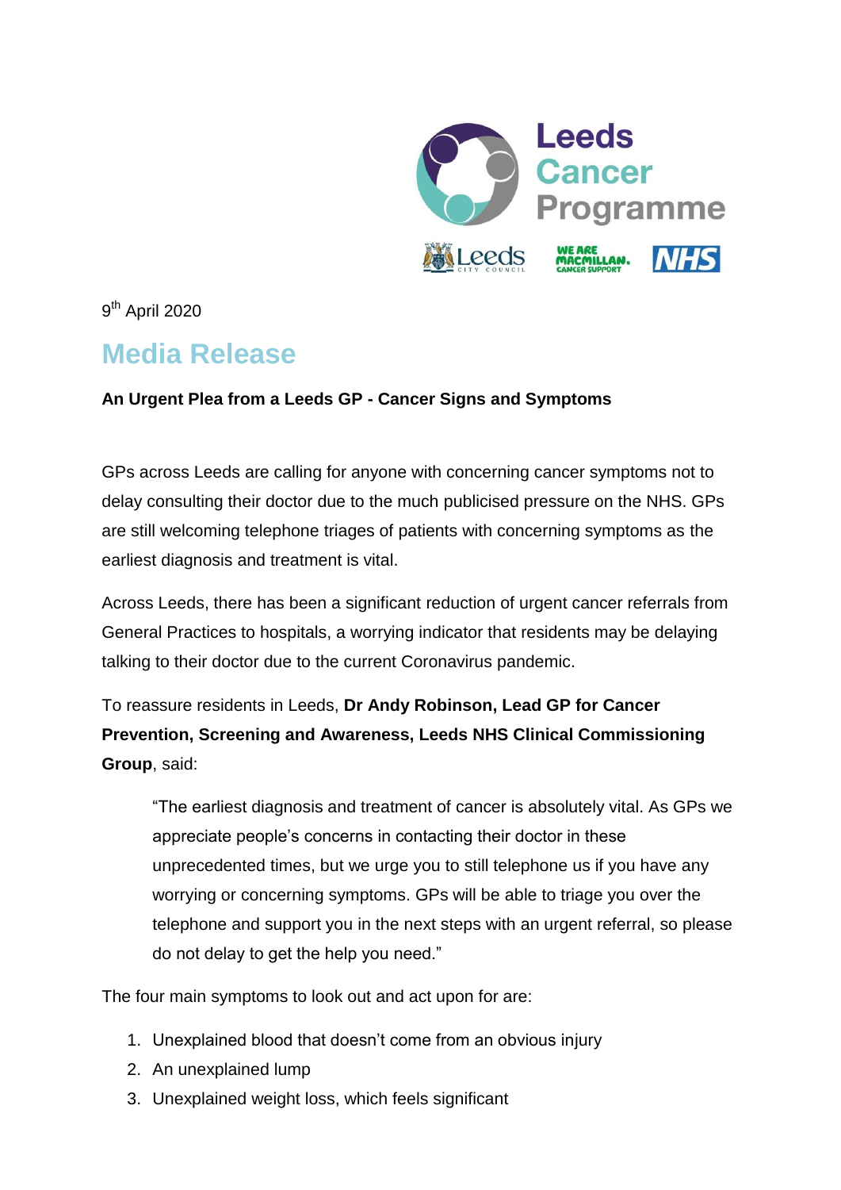Leeds Cancer Programme

9th April 2020

# Media Release

**An Urgent Plea from a Leeds GP - Cancer Signs and Symptoms**

GPs across Leeds are calling for anyone with concerning cancer symptoms not to delay consulting their doctor due to the much publicised pressure on the NHS. GPs are still welcoming telephone triages of patients with concerning symptoms as the earliest diagnosis and treatment is vital.

Across Leeds, there has been a significant reduction of urgent cancer referrals from General Practices to hospitals, a worrying indicator that residents may be delaying talking to their doctor due to the current Coronavirus pandemic.

To reassure residents in Leeds, **Dr Andy Robinson, Lead GP for Cancer Prevention, Screening and Awareness, Leeds NHS Clinical Commissioning Group**, said:

> "The earliest diagnosis and treatment of cancer is absolutely vital. As GPs we appreciate people's concerns in contacting their doctor in these unprecedented times, but we urge you to still telephone us if you have any worrying or concerning symptoms. GPs will be able to triage you over the telephone and support you in the next steps with an urgent referral, so please do not delay to get the help you need."

The four main symptoms to look out and act upon for are:

1. Unexplained blood that doesn't come from an obvious injury
2. An unexplained lump
3. Unexplained weight loss, which feels significant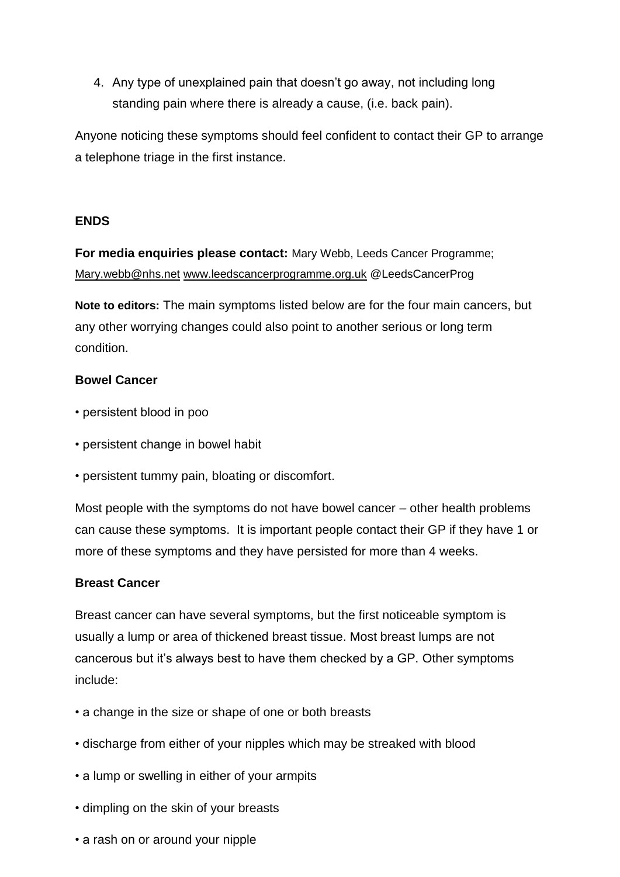4. Any type of unexplained pain that doesn't go away, not including long standing pain where there is already a cause, (i.e. back pain).

Anyone noticing these symptoms should feel confident to contact their GP to arrange a telephone triage in the first instance.

**ENDS**

**For media enquiries please contact:** Mary Webb, Leeds Cancer Programme; Mary.webb@nhs.net www.leedscancerprogramme.org.uk @LeedsCancerProg

**Note to editors:** The main symptoms listed below are for the four main cancers, but any other worrying changes could also point to another serious or long term condition.

**Bowel Cancer**

- persistent blood in poo
- persistent change in bowel habit
- persistent tummy pain, bloating or discomfort.

Most people with the symptoms do not have bowel cancer – other health problems can cause these symptoms. It is important people contact their GP if they have 1 or more of these symptoms and they have persisted for more than 4 weeks.

**Breast Cancer**

Breast cancer can have several symptoms, but the first noticeable symptom is usually a lump or area of thickened breast tissue. Most breast lumps are not cancerous but it's always best to have them checked by a GP. Other symptoms include:

- a change in the size or shape of one or both breasts
- discharge from either of your nipples which may be streaked with blood
- a lump or swelling in either of your armpits
- dimpling on the skin of your breasts
- a rash on or around your nipple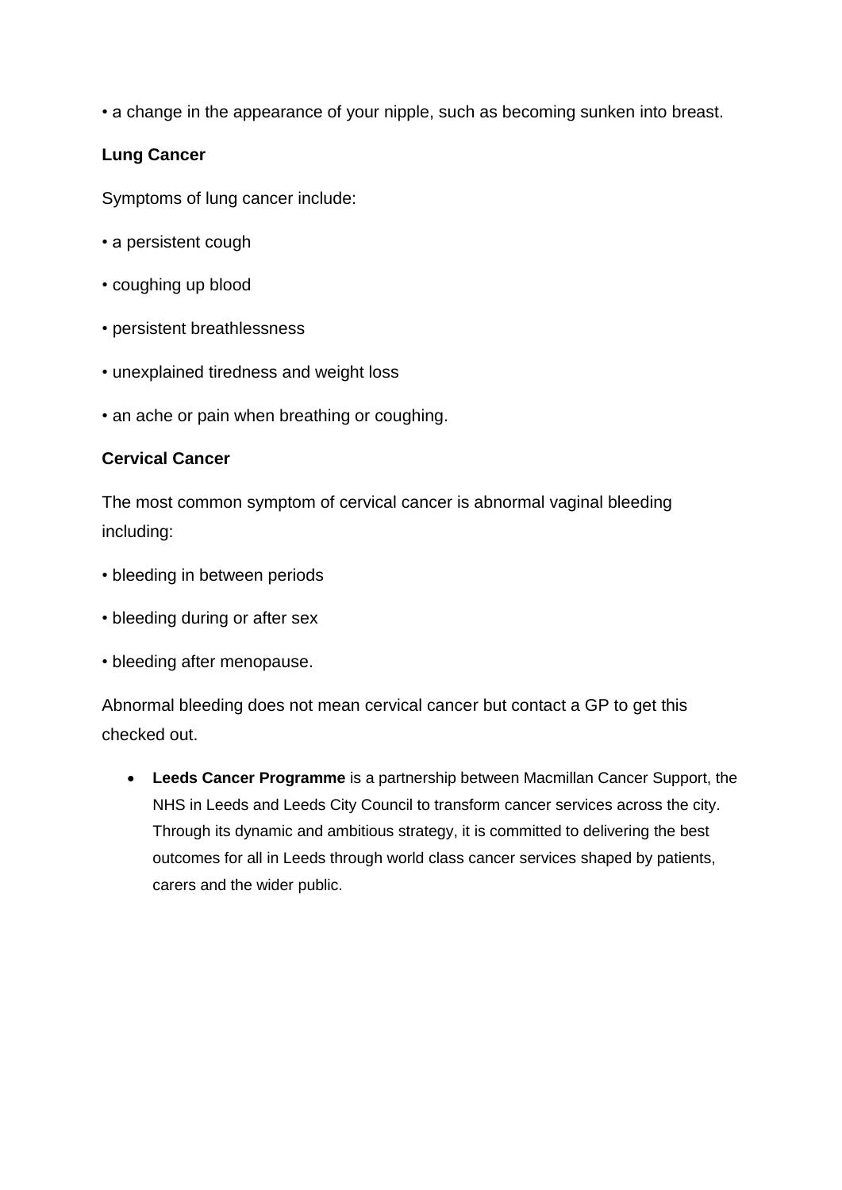• a change in the appearance of your nipple, such as becoming sunken into breast.

**Lung Cancer**

Symptoms of lung cancer include:

• a persistent cough

• coughing up blood

• persistent breathlessness

• unexplained tiredness and weight loss

• an ache or pain when breathing or coughing.

**Cervical Cancer**

The most common symptom of cervical cancer is abnormal vaginal bleeding including:

• bleeding in between periods

• bleeding during or after sex

• bleeding after menopause.

Abnormal bleeding does not mean cervical cancer but contact a GP to get this checked out.

- **Leeds Cancer Programme** is a partnership between Macmillan Cancer Support, the NHS in Leeds and Leeds City Council to transform cancer services across the city. Through its dynamic and ambitious strategy, it is committed to delivering the best outcomes for all in Leeds through world class cancer services shaped by patients, carers and the wider public.